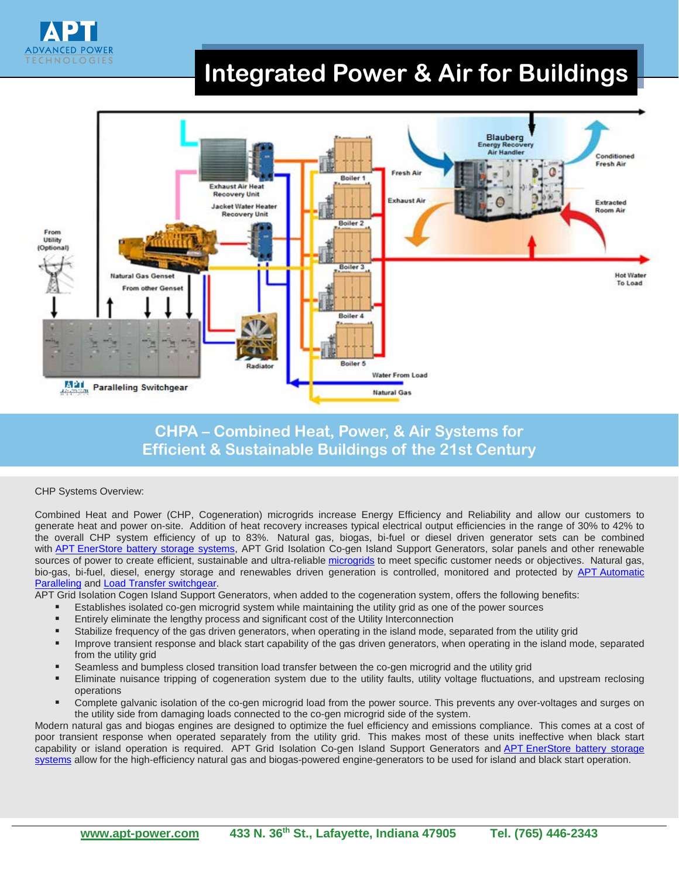# Integrated Power & Air for Buildings

## CHPA – Combined Heat, Power, & Air Systems for Efficient & Sustainable Buildings of the 21st Century

CHP Systems Overview:

Combined Heat and Power (CHP, Cogeneration) microgrids increase Energy Efficiency and Reliability and allow our customers to generate heat and power on-site. Addition of heat recovery increases typical electrical output efficiencies in the range of 30% to 42% to the overall CHP system efficiency of up to 83%. Natural gas, biogas, bi-fuel or diesel driven generator sets can be combined with APT EnerStore battery storage systems, APT Grid Isolation Co-gen Island Support Generators, solar panels and other renewable sources of power to create efficient, sustainable and ultra-reliable microgrids to meet specific customer needs or objectives. Natural gas, bio-gas, bi-fuel, diesel, energy storage and renewables driven generation is controlled, monitored and protected by APT Automatic Paralleling and Load Transfer switchgear.

APT Grid Isolation Cogen Island Support Generators, when added to the cogeneration system, offers the following benefits:

- Establishes isolated co-gen microgrid system while maintaining the utility grid as one of the power sources
- Entirely eliminate the lengthy process and significant cost of the Utility Interconnection
- Stabilize frequency of the gas driven generators, when operating in the island mode, separated from the utility grid
- Improve transient response and black start capability of the gas driven generators, when operating in the island mode, separated from the utility grid
- Seamless and bumpless closed transition load transfer between the co-gen microgrid and the utility grid
- Eliminate nuisance tripping of cogeneration system due to the utility faults, utility voltage fluctuations, and upstream reclosing operations
- Complete galvanic isolation of the co-gen microgrid load from the power source. This prevents any over-voltages and surges on the utility side from damaging loads connected to the co-gen microgrid side of the system.

Modern natural gas and biogas engines are designed to optimize the fuel efficiency and emissions compliance. This comes at a cost of poor transient response when operated separately from the utility grid. This makes most of these units ineffective when black start capability or island operation is required. APT Grid Isolation Co-gen Island Support Generators and APT EnerStore battery storage systems allow for the high-efficiency natural gas and biogas-powered engine-generators to be used for island and black start operation.

www.apt-power.com 433 N. 36th St., Lafayette, Indiana 47905 Tel. (765) 446-2343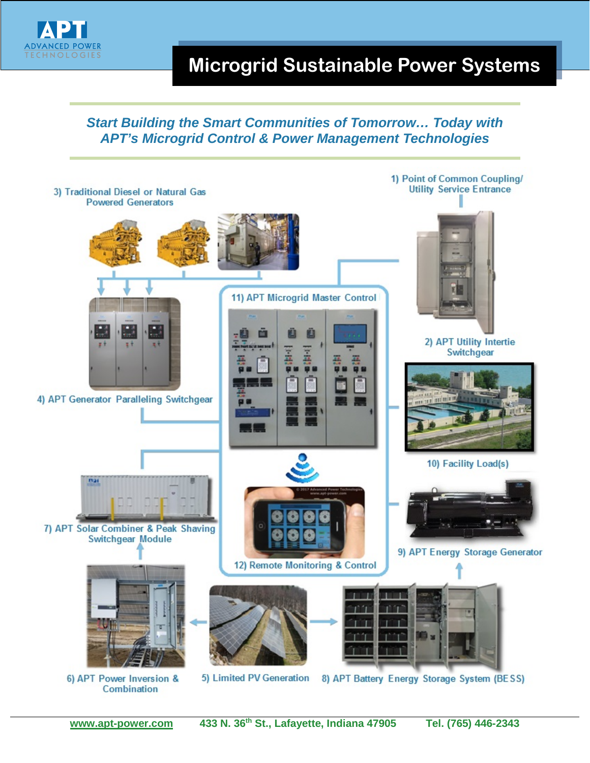# Microgrid Sustainable Power Systems

***Start Building the Smart Communities of Tomorrow… Today with APT's Microgrid Control & Power Management Technologies***

1) Point of Common Coupling/ Utility Service Entrance

2) APT Utility Intertie Switchgear

3) Traditional Diesel or Natural Gas Powered Generators

4) APT Generator Paralleling Switchgear

5) Limited PV Generation

6) APT Power Inversion & Combination

7) APT Solar Combiner & Peak Shaving Switchgear Module

8) APT Battery Energy Storage System (BESS)

9) APT Energy Storage Generator

10) Facility Load(s)

11) APT Microgrid Master Control

12) Remote Monitoring & Control

www.apt-power.com 433 N. 36th St., Lafayette, Indiana 47905 Tel. (765) 446-2343